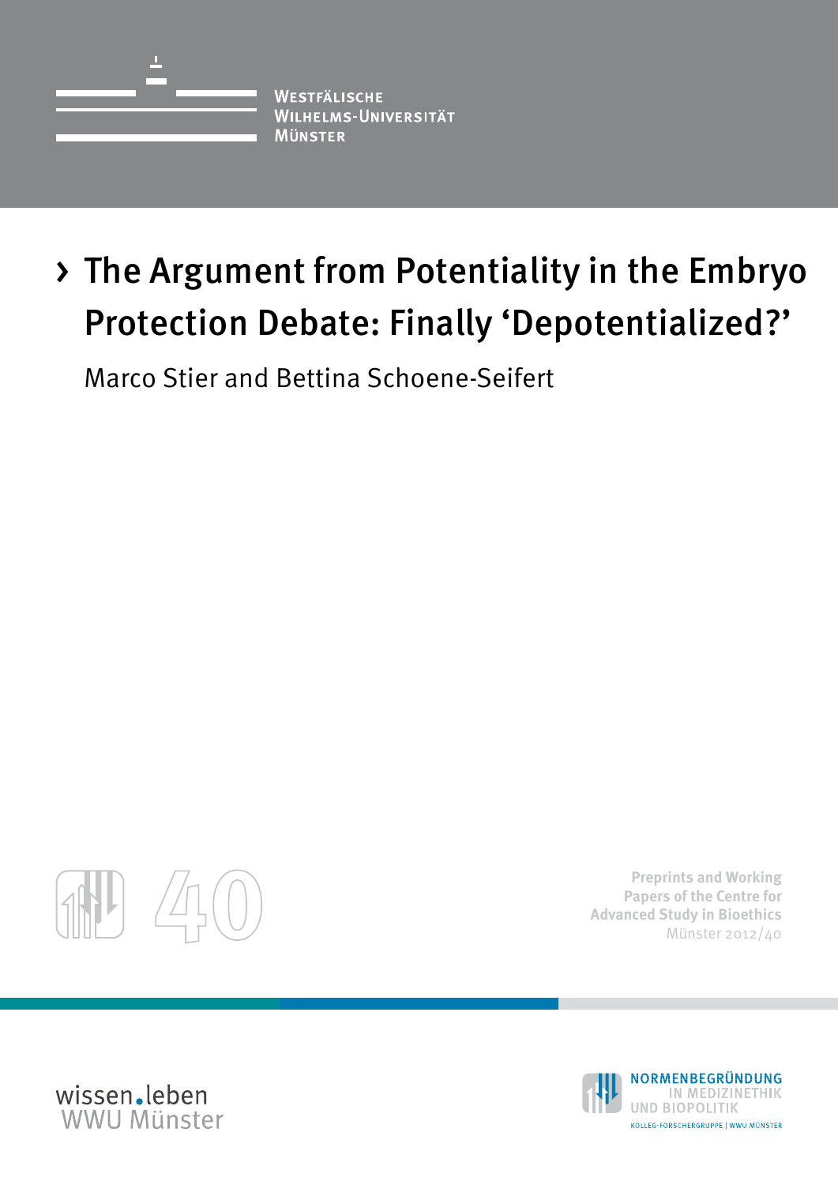Westfälische
Wilhelms-Universität
Münster

# › The Argument from Potentiality in the Embryo Protection Debate: Finally 'Depotentialized?'

Marco Stier and Bettina Schoene-Seifert

40

Preprints and Working Papers of the Centre for Advanced Study in Bioethics
Münster 2012/40

wissen.leben
WWU Münster

NORMENBEGRÜNDUNG
IN MEDIZINETHIK
UND BIOPOLITIK
KOLLEG-FORSCHERGRUPPE | WWU MÜNSTER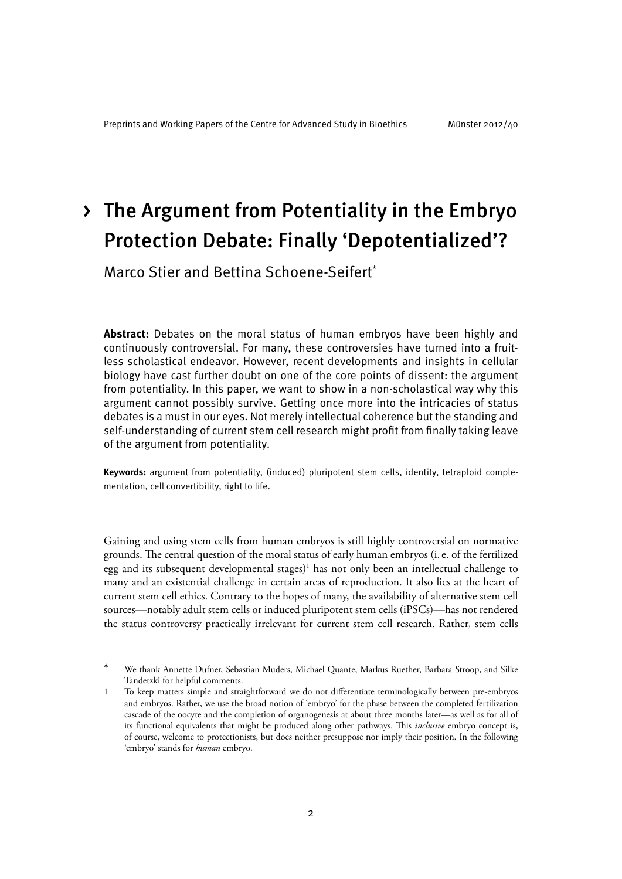# › The Argument from Potentiality in the Embryo Protection Debate: Finally 'Depotentialized'?

Marco Stier and Bettina Schoene-Seifert*

**Abstract:** Debates on the moral status of human embryos have been highly and continuously controversial. For many, these controversies have turned into a fruitless scholastical endeavor. However, recent developments and insights in cellular biology have cast further doubt on one of the core points of dissent: the argument from potentiality. In this paper, we want to show in a non-scholastical way why this argument cannot possibly survive. Getting once more into the intricacies of status debates is a must in our eyes. Not merely intellectual coherence but the standing and self-understanding of current stem cell research might profit from finally taking leave of the argument from potentiality.

**Keywords:** argument from potentiality, (induced) pluripotent stem cells, identity, tetraploid complementation, cell convertibility, right to life.

Gaining and using stem cells from human embryos is still highly controversial on normative grounds. The central question of the moral status of early human embryos (i. e. of the fertilized egg and its subsequent developmental stages)[1] has not only been an intellectual challenge to many and an existential challenge in certain areas of reproduction. It also lies at the heart of current stem cell ethics. Contrary to the hopes of many, the availability of alternative stem cell sources—notably adult stem cells or induced pluripotent stem cells (iPSCs)—has not rendered the status controversy practically irrelevant for current stem cell research. Rather, stem cells

---

\* We thank Annette Dufner, Sebastian Muders, Michael Quante, Markus Ruether, Barbara Stroop, and Silke Tandetzki for helpful comments.

1 To keep matters simple and straightforward we do not differentiate terminologically between pre-embryos and embryos. Rather, we use the broad notion of 'embryo' for the phase between the completed fertilization cascade of the oocyte and the completion of organogenesis at about three months later—as well as for all of its functional equivalents that might be produced along other pathways. This *inclusive* embryo concept is, of course, welcome to protectionists, but does neither presuppose nor imply their position. In the following 'embryo' stands for *human* embryo.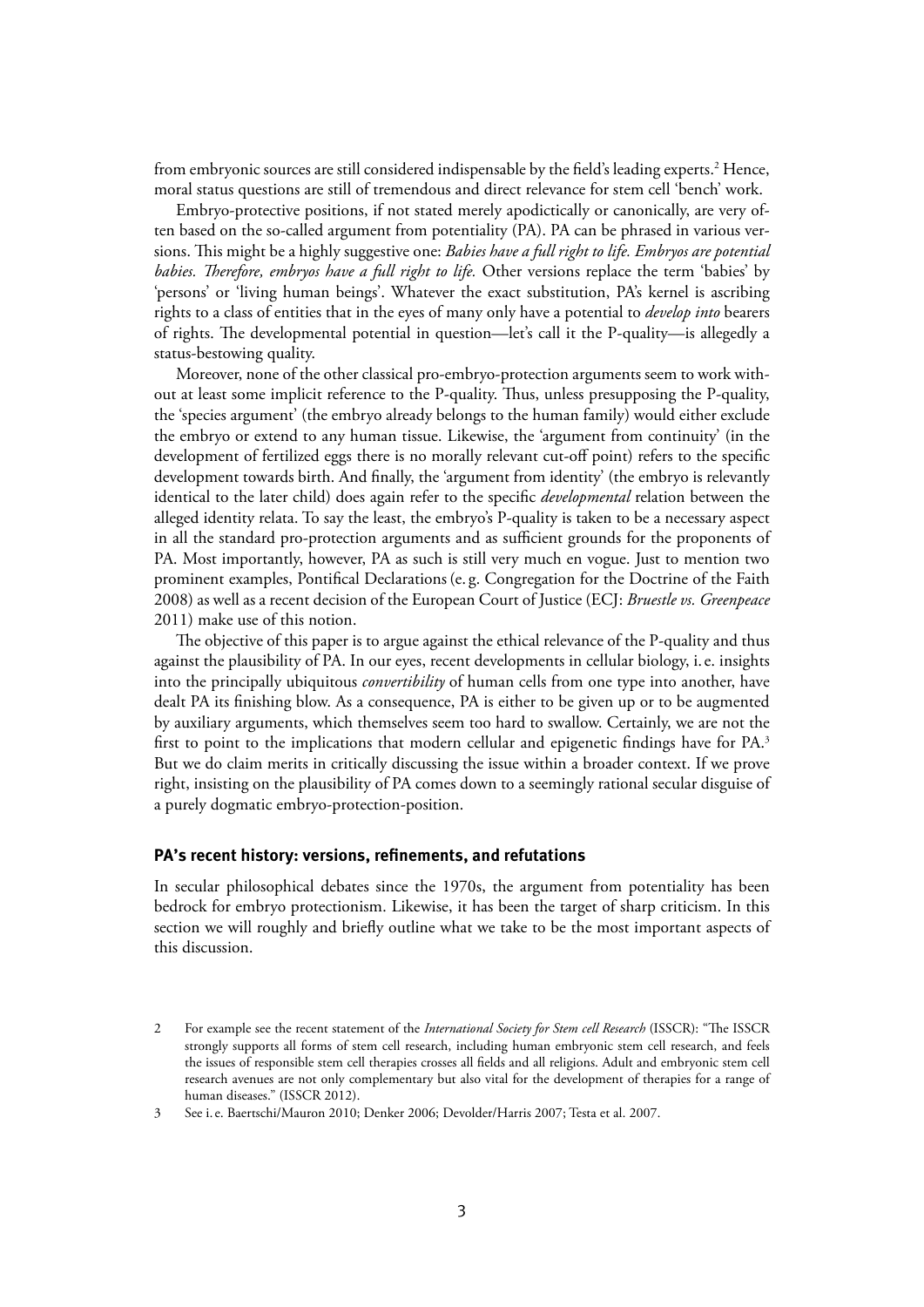from embryonic sources are still considered indispensable by the field's leading experts.[2] Hence, moral status questions are still of tremendous and direct relevance for stem cell 'bench' work.

Embryo-protective positions, if not stated merely apodictically or canonically, are very often based on the so-called argument from potentiality (PA). PA can be phrased in various versions. This might be a highly suggestive one: *Babies have a full right to life. Embryos are potential babies. Therefore, embryos have a full right to life.* Other versions replace the term 'babies' by 'persons' or 'living human beings'. Whatever the exact substitution, PA's kernel is ascribing rights to a class of entities that in the eyes of many only have a potential to *develop into* bearers of rights. The developmental potential in question—let's call it the P-quality—is allegedly a status-bestowing quality.

Moreover, none of the other classical pro-embryo-protection arguments seem to work without at least some implicit reference to the P-quality. Thus, unless presupposing the P-quality, the 'species argument' (the embryo already belongs to the human family) would either exclude the embryo or extend to any human tissue. Likewise, the 'argument from continuity' (in the development of fertilized eggs there is no morally relevant cut-off point) refers to the specific development towards birth. And finally, the 'argument from identity' (the embryo is relevantly identical to the later child) does again refer to the specific *developmental* relation between the alleged identity relata. To say the least, the embryo's P-quality is taken to be a necessary aspect in all the standard pro-protection arguments and as sufficient grounds for the proponents of PA. Most importantly, however, PA as such is still very much en vogue. Just to mention two prominent examples, Pontifical Declarations (e. g. Congregation for the Doctrine of the Faith 2008) as well as a recent decision of the European Court of Justice (ECJ: *Bruestle vs. Greenpeace* 2011) make use of this notion.

The objective of this paper is to argue against the ethical relevance of the P-quality and thus against the plausibility of PA. In our eyes, recent developments in cellular biology, i. e. insights into the principally ubiquitous *convertibility* of human cells from one type into another, have dealt PA its finishing blow. As a consequence, PA is either to be given up or to be augmented by auxiliary arguments, which themselves seem too hard to swallow. Certainly, we are not the first to point to the implications that modern cellular and epigenetic findings have for PA.[3] But we do claim merits in critically discussing the issue within a broader context. If we prove right, insisting on the plausibility of PA comes down to a seemingly rational secular disguise of a purely dogmatic embryo-protection-position.

## PA's recent history: versions, refinements, and refutations

In secular philosophical debates since the 1970s, the argument from potentiality has been bedrock for embryo protectionism. Likewise, it has been the target of sharp criticism. In this section we will roughly and briefly outline what we take to be the most important aspects of this discussion.

2 For example see the recent statement of the *International Society for Stem cell Research* (ISSCR): "The ISSCR strongly supports all forms of stem cell research, including human embryonic stem cell research, and feels the issues of responsible stem cell therapies crosses all fields and all religions. Adult and embryonic stem cell research avenues are not only complementary but also vital for the development of therapies for a range of human diseases." (ISSCR 2012).

3 See i. e. Baertschi/Mauron 2010; Denker 2006; Devolder/Harris 2007; Testa et al. 2007.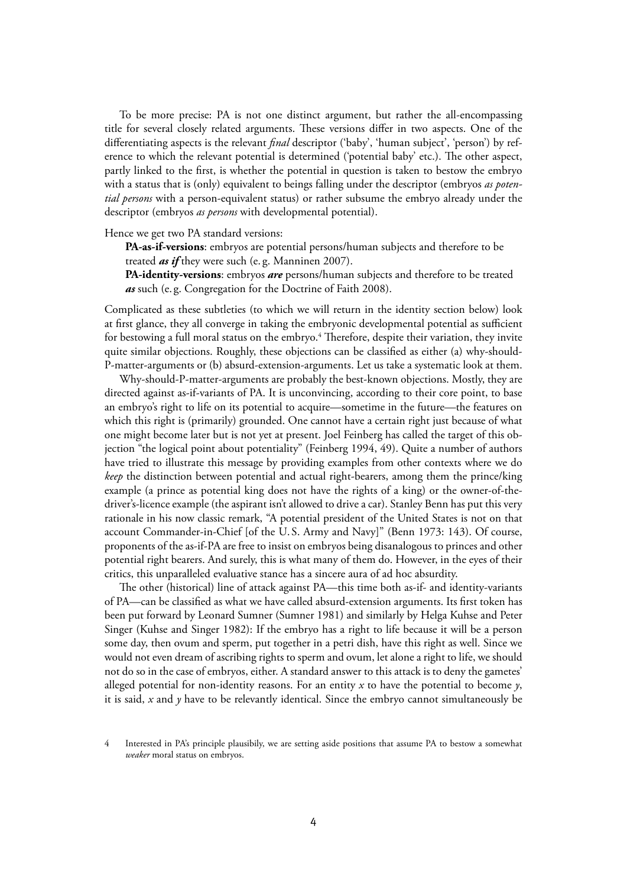To be more precise: PA is not one distinct argument, but rather the all-encompassing title for several closely related arguments. These versions differ in two aspects. One of the differentiating aspects is the relevant *final* descriptor ('baby', 'human subject', 'person') by reference to which the relevant potential is determined ('potential baby' etc.). The other aspect, partly linked to the first, is whether the potential in question is taken to bestow the embryo with a status that is (only) equivalent to beings falling under the descriptor (embryos *as potential persons* with a person-equivalent status) or rather subsume the embryo already under the descriptor (embryos *as persons* with developmental potential).

Hence we get two PA standard versions:

> **PA-as-if-versions**: embryos are potential persons/human subjects and therefore to be treated ***as if*** they were such (e. g. Manninen 2007).
>
> **PA-identity-versions**: embryos ***are*** persons/human subjects and therefore to be treated ***as*** such (e. g. Congregation for the Doctrine of Faith 2008).

Complicated as these subtleties (to which we will return in the identity section below) look at first glance, they all converge in taking the embryonic developmental potential as sufficient for bestowing a full moral status on the embryo.[4] Therefore, despite their variation, they invite quite similar objections. Roughly, these objections can be classified as either (a) why-should-P-matter-arguments or (b) absurd-extension-arguments. Let us take a systematic look at them.

Why-should-P-matter-arguments are probably the best-known objections. Mostly, they are directed against as-if-variants of PA. It is unconvincing, according to their core point, to base an embryo's right to life on its potential to acquire—sometime in the future—the features on which this right is (primarily) grounded. One cannot have a certain right just because of what one might become later but is not yet at present. Joel Feinberg has called the target of this objection "the logical point about potentiality" (Feinberg 1994, 49). Quite a number of authors have tried to illustrate this message by providing examples from other contexts where we do *keep* the distinction between potential and actual right-bearers, among them the prince/king example (a prince as potential king does not have the rights of a king) or the owner-of-the-driver's-licence example (the aspirant isn't allowed to drive a car). Stanley Benn has put this very rationale in his now classic remark, "A potential president of the United States is not on that account Commander-in-Chief [of the U. S. Army and Navy]" (Benn 1973: 143). Of course, proponents of the as-if-PA are free to insist on embryos being disanalogous to princes and other potential right bearers. And surely, this is what many of them do. However, in the eyes of their critics, this unparalleled evaluative stance has a sincere aura of ad hoc absurdity.

The other (historical) line of attack against PA—this time both as-if- and identity-variants of PA—can be classified as what we have called absurd-extension arguments. Its first token has been put forward by Leonard Sumner (Sumner 1981) and similarly by Helga Kuhse and Peter Singer (Kuhse and Singer 1982): If the embryo has a right to life because it will be a person some day, then ovum and sperm, put together in a petri dish, have this right as well. Since we would not even dream of ascribing rights to sperm and ovum, let alone a right to life, we should not do so in the case of embryos, either. A standard answer to this attack is to deny the gametes' alleged potential for non-identity reasons. For an entity $x$ to have the potential to become $y$, it is said, $x$ and $y$ have to be relevantly identical. Since the embryo cannot simultaneously be

4 Interested in PA's principle plausibily, we are setting aside positions that assume PA to bestow a somewhat *weaker* moral status on embryos.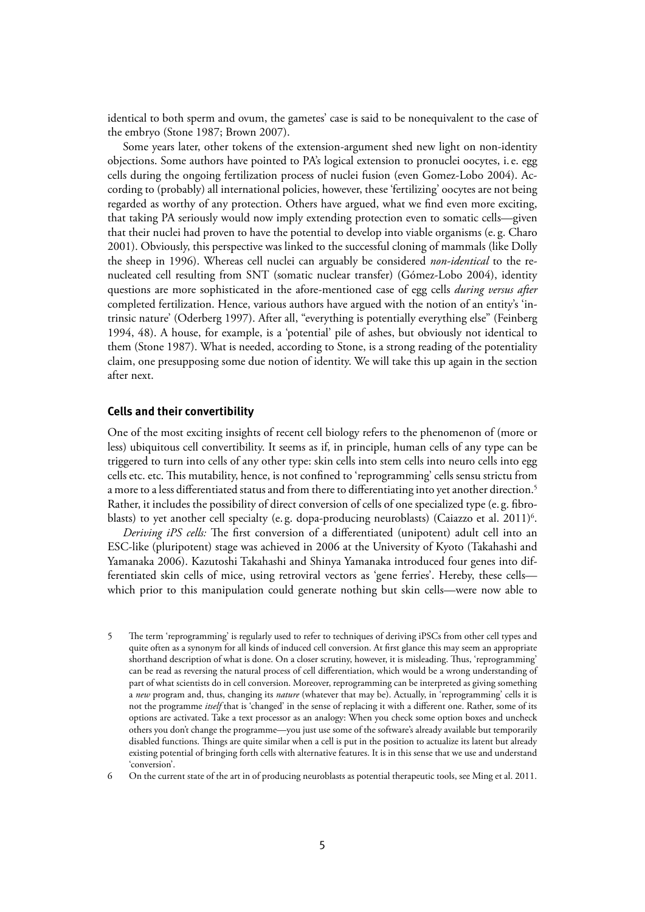identical to both sperm and ovum, the gametes' case is said to be nonequivalent to the case of the embryo (Stone 1987; Brown 2007).

Some years later, other tokens of the extension-argument shed new light on non-identity objections. Some authors have pointed to PA's logical extension to pronuclei oocytes, i.e. egg cells during the ongoing fertilization process of nuclei fusion (even Gomez-Lobo 2004). According to (probably) all international policies, however, these 'fertilizing' oocytes are not being regarded as worthy of any protection. Others have argued, what we find even more exciting, that taking PA seriously would now imply extending protection even to somatic cells—given that their nuclei had proven to have the potential to develop into viable organisms (e.g. Charo 2001). Obviously, this perspective was linked to the successful cloning of mammals (like Dolly the sheep in 1996). Whereas cell nuclei can arguably be considered *non-identical* to the renucleated cell resulting from SNT (somatic nuclear transfer) (Gómez-Lobo 2004), identity questions are more sophisticated in the afore-mentioned case of egg cells *during versus after* completed fertilization. Hence, various authors have argued with the notion of an entity's 'intrinsic nature' (Oderberg 1997). After all, "everything is potentially everything else" (Feinberg 1994, 48). A house, for example, is a 'potential' pile of ashes, but obviously not identical to them (Stone 1987). What is needed, according to Stone, is a strong reading of the potentiality claim, one presupposing some due notion of identity. We will take this up again in the section after next.

## Cells and their convertibility

One of the most exciting insights of recent cell biology refers to the phenomenon of (more or less) ubiquitous cell convertibility. It seems as if, in principle, human cells of any type can be triggered to turn into cells of any other type: skin cells into stem cells into neuro cells into egg cells etc. etc. This mutability, hence, is not confined to 'reprogramming' cells sensu strictu from a more to a less differentiated status and from there to differentiating into yet another direction.[5] Rather, it includes the possibility of direct conversion of cells of one specialized type (e.g. fibroblasts) to yet another cell specialty (e.g. dopa-producing neuroblasts) (Caiazzo et al. 2011)[6].

*Deriving iPS cells:* The first conversion of a differentiated (unipotent) adult cell into an ESC-like (pluripotent) stage was achieved in 2006 at the University of Kyoto (Takahashi and Yamanaka 2006). Kazutoshi Takahashi and Shinya Yamanaka introduced four genes into differentiated skin cells of mice, using retroviral vectors as 'gene ferries'. Hereby, these cells—which prior to this manipulation could generate nothing but skin cells—were now able to

5 The term 'reprogramming' is regularly used to refer to techniques of deriving iPSCs from other cell types and quite often as a synonym for all kinds of induced cell conversion. At first glance this may seem an appropriate shorthand description of what is done. On a closer scrutiny, however, it is misleading. Thus, 'reprogramming' can be read as reversing the natural process of cell differentiation, which would be a wrong understanding of part of what scientists do in cell conversion. Moreover, reprogramming can be interpreted as giving something a *new* program and, thus, changing its *nature* (whatever that may be). Actually, in 'reprogramming' cells it is not the programme *itself* that is 'changed' in the sense of replacing it with a different one. Rather, some of its options are activated. Take a text processor as an analogy: When you check some option boxes and uncheck others you don't change the programme—you just use some of the software's already available but temporarily disabled functions. Things are quite similar when a cell is put in the position to actualize its latent but already existing potential of bringing forth cells with alternative features. It is in this sense that we use and understand 'conversion'.

6 On the current state of the art in of producing neuroblasts as potential therapeutic tools, see Ming et al. 2011.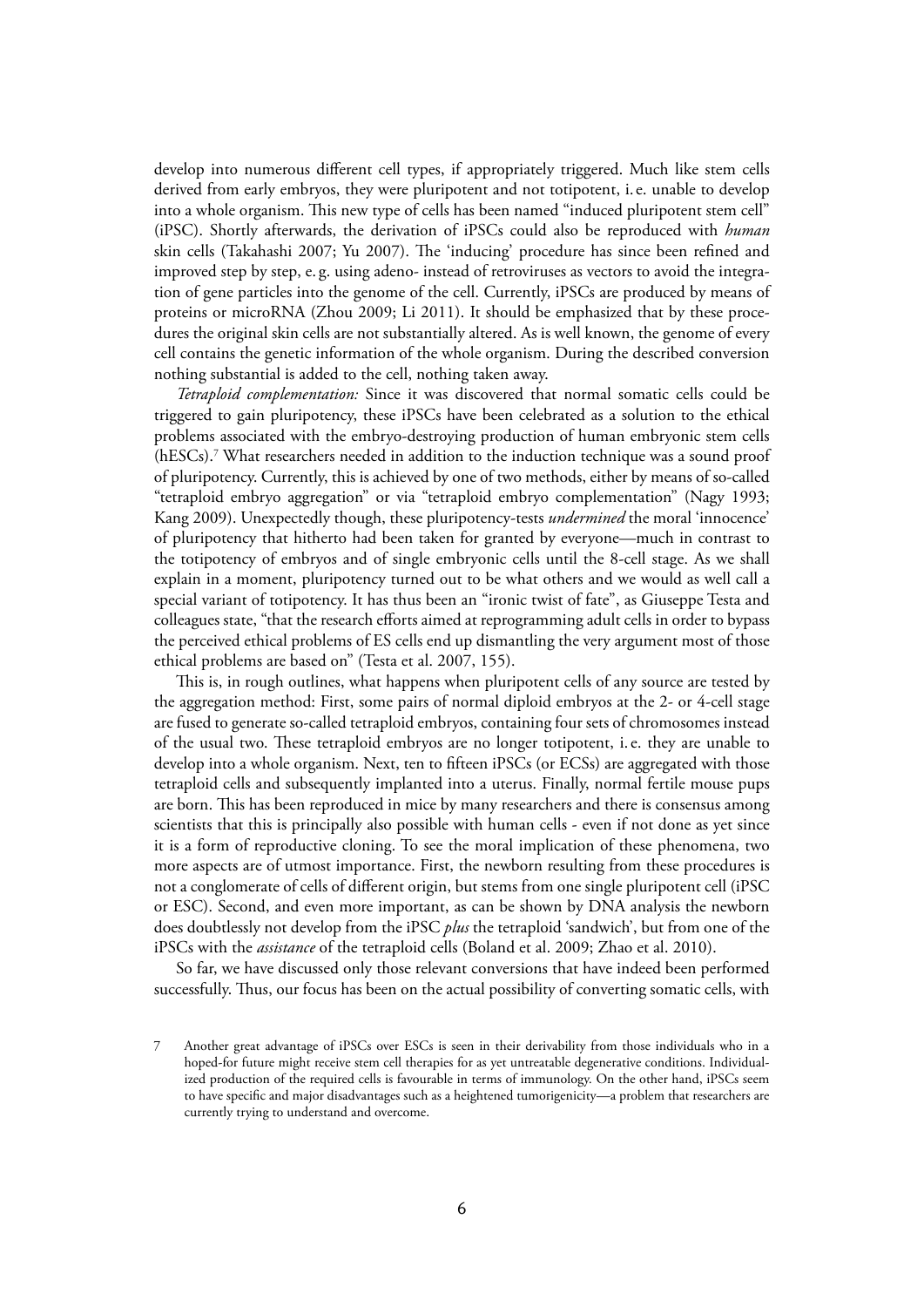develop into numerous different cell types, if appropriately triggered. Much like stem cells derived from early embryos, they were pluripotent and not totipotent, i. e. unable to develop into a whole organism. This new type of cells has been named "induced pluripotent stem cell" (iPSC). Shortly afterwards, the derivation of iPSCs could also be reproduced with *human* skin cells (Takahashi 2007; Yu 2007). The 'inducing' procedure has since been refined and improved step by step, e. g. using adeno- instead of retroviruses as vectors to avoid the integration of gene particles into the genome of the cell. Currently, iPSCs are produced by means of proteins or microRNA (Zhou 2009; Li 2011). It should be emphasized that by these procedures the original skin cells are not substantially altered. As is well known, the genome of every cell contains the genetic information of the whole organism. During the described conversion nothing substantial is added to the cell, nothing taken away.

*Tetraploid complementation:* Since it was discovered that normal somatic cells could be triggered to gain pluripotency, these iPSCs have been celebrated as a solution to the ethical problems associated with the embryo-destroying production of human embryonic stem cells (hESCs).[7] What researchers needed in addition to the induction technique was a sound proof of pluripotency. Currently, this is achieved by one of two methods, either by means of so-called "tetraploid embryo aggregation" or via "tetraploid embryo complementation" (Nagy 1993; Kang 2009). Unexpectedly though, these pluripotency-tests *undermined* the moral 'innocence' of pluripotency that hitherto had been taken for granted by everyone—much in contrast to the totipotency of embryos and of single embryonic cells until the 8-cell stage. As we shall explain in a moment, pluripotency turned out to be what others and we would as well call a special variant of totipotency. It has thus been an "ironic twist of fate", as Giuseppe Testa and colleagues state, "that the research efforts aimed at reprogramming adult cells in order to bypass the perceived ethical problems of ES cells end up dismantling the very argument most of those ethical problems are based on" (Testa et al. 2007, 155).

This is, in rough outlines, what happens when pluripotent cells of any source are tested by the aggregation method: First, some pairs of normal diploid embryos at the 2- or 4-cell stage are fused to generate so-called tetraploid embryos, containing four sets of chromosomes instead of the usual two. These tetraploid embryos are no longer totipotent, i. e. they are unable to develop into a whole organism. Next, ten to fifteen iPSCs (or ECSs) are aggregated with those tetraploid cells and subsequently implanted into a uterus. Finally, normal fertile mouse pups are born. This has been reproduced in mice by many researchers and there is consensus among scientists that this is principally also possible with human cells - even if not done as yet since it is a form of reproductive cloning. To see the moral implication of these phenomena, two more aspects are of utmost importance. First, the newborn resulting from these procedures is not a conglomerate of cells of different origin, but stems from one single pluripotent cell (iPSC or ESC). Second, and even more important, as can be shown by DNA analysis the newborn does doubtlessly not develop from the iPSC *plus* the tetraploid 'sandwich', but from one of the iPSCs with the *assistance* of the tetraploid cells (Boland et al. 2009; Zhao et al. 2010).

So far, we have discussed only those relevant conversions that have indeed been performed successfully. Thus, our focus has been on the actual possibility of converting somatic cells, with

7 Another great advantage of iPSCs over ESCs is seen in their derivability from those individuals who in a hoped-for future might receive stem cell therapies for as yet untreatable degenerative conditions. Individualized production of the required cells is favourable in terms of immunology. On the other hand, iPSCs seem to have specific and major disadvantages such as a heightened tumorigenicity—a problem that researchers are currently trying to understand and overcome.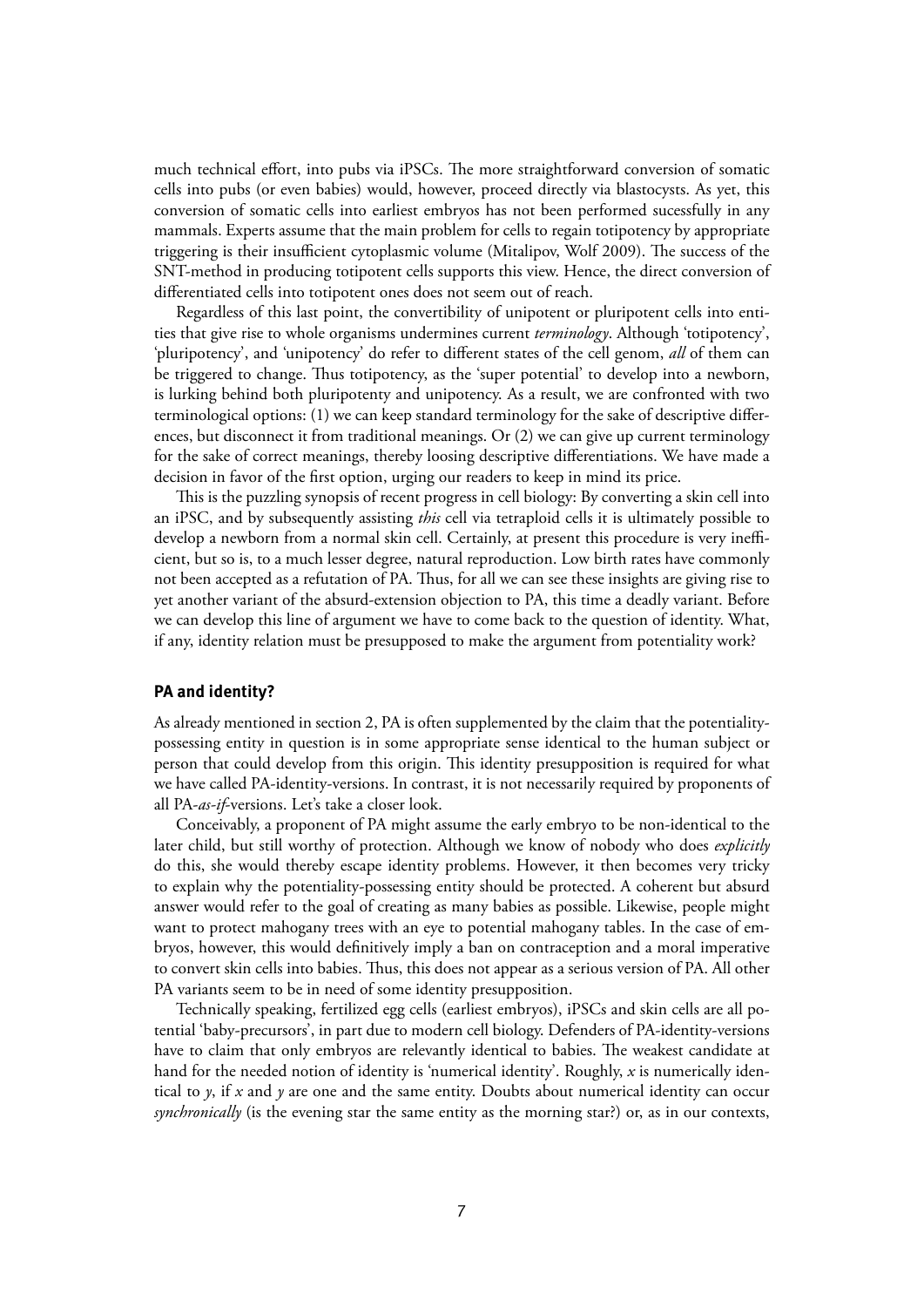much technical effort, into pubs via iPSCs. The more straightforward conversion of somatic cells into pubs (or even babies) would, however, proceed directly via blastocysts. As yet, this conversion of somatic cells into earliest embryos has not been performed sucessfully in any mammals. Experts assume that the main problem for cells to regain totipotency by appropriate triggering is their insufficient cytoplasmic volume (Mitalipov, Wolf 2009). The success of the SNT-method in producing totipotent cells supports this view. Hence, the direct conversion of differentiated cells into totipotent ones does not seem out of reach.

Regardless of this last point, the convertibility of unipotent or pluripotent cells into entities that give rise to whole organisms undermines current *terminology*. Although 'totipotency', 'pluripotency', and 'unipotency' do refer to different states of the cell genom, *all* of them can be triggered to change. Thus totipotency, as the 'super potential' to develop into a newborn, is lurking behind both pluripotenty and unipotency. As a result, we are confronted with two terminological options: (1) we can keep standard terminology for the sake of descriptive differences, but disconnect it from traditional meanings. Or (2) we can give up current terminology for the sake of correct meanings, thereby loosing descriptive differentiations. We have made a decision in favor of the first option, urging our readers to keep in mind its price.

This is the puzzling synopsis of recent progress in cell biology: By converting a skin cell into an iPSC, and by subsequently assisting *this* cell via tetraploid cells it is ultimately possible to develop a newborn from a normal skin cell. Certainly, at present this procedure is very inefficient, but so is, to a much lesser degree, natural reproduction. Low birth rates have commonly not been accepted as a refutation of PA. Thus, for all we can see these insights are giving rise to yet another variant of the absurd-extension objection to PA, this time a deadly variant. Before we can develop this line of argument we have to come back to the question of identity. What, if any, identity relation must be presupposed to make the argument from potentiality work?

## PA and identity?

As already mentioned in section 2, PA is often supplemented by the claim that the potentiality-possessing entity in question is in some appropriate sense identical to the human subject or person that could develop from this origin. This identity presupposition is required for what we have called PA-identity-versions. In contrast, it is not necessarily required by proponents of all PA-*as-if*-versions. Let's take a closer look.

Conceivably, a proponent of PA might assume the early embryo to be non-identical to the later child, but still worthy of protection. Although we know of nobody who does *explicitly* do this, she would thereby escape identity problems. However, it then becomes very tricky to explain why the potentiality-possessing entity should be protected. A coherent but absurd answer would refer to the goal of creating as many babies as possible. Likewise, people might want to protect mahogany trees with an eye to potential mahogany tables. In the case of embryos, however, this would definitively imply a ban on contraception and a moral imperative to convert skin cells into babies. Thus, this does not appear as a serious version of PA. All other PA variants seem to be in need of some identity presupposition.

Technically speaking, fertilized egg cells (earliest embryos), iPSCs and skin cells are all potential 'baby-precursors', in part due to modern cell biology. Defenders of PA-identity-versions have to claim that only embryos are relevantly identical to babies. The weakest candidate at hand for the needed notion of identity is 'numerical identity'. Roughly, $x$ is numerically identical to $y$, if $x$ and $y$ are one and the same entity. Doubts about numerical identity can occur *synchronically* (is the evening star the same entity as the morning star?) or, as in our contexts,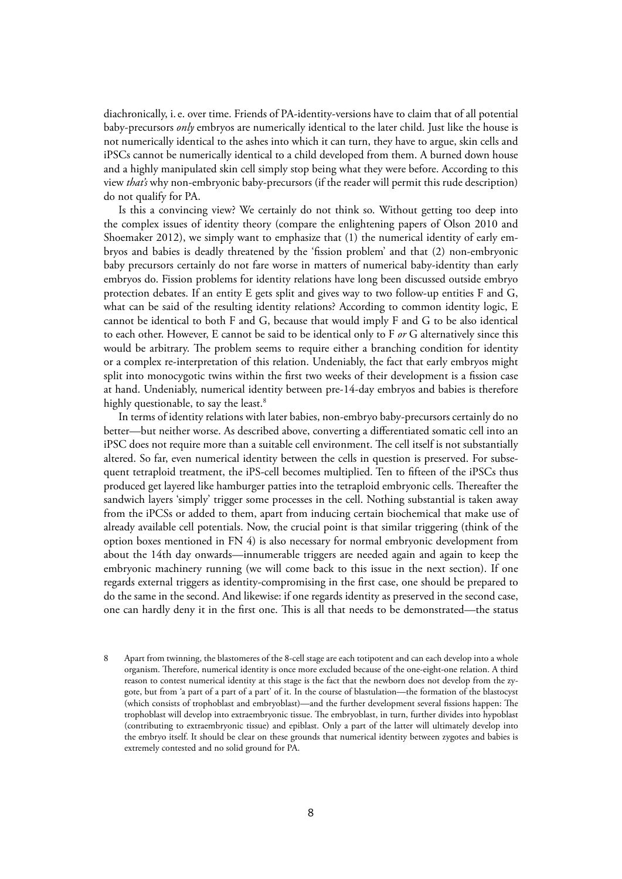diachronically, i. e. over time. Friends of PA-identity-versions have to claim that of all potential baby-precursors *only* embryos are numerically identical to the later child. Just like the house is not numerically identical to the ashes into which it can turn, they have to argue, skin cells and iPSCs cannot be numerically identical to a child developed from them. A burned down house and a highly manipulated skin cell simply stop being what they were before. According to this view *that's* why non-embryonic baby-precursors (if the reader will permit this rude description) do not qualify for PA.

Is this a convincing view? We certainly do not think so. Without getting too deep into the complex issues of identity theory (compare the enlightening papers of Olson 2010 and Shoemaker 2012), we simply want to emphasize that (1) the numerical identity of early embryos and babies is deadly threatened by the 'fission problem' and that (2) non-embryonic baby precursors certainly do not fare worse in matters of numerical baby-identity than early embryos do. Fission problems for identity relations have long been discussed outside embryo protection debates. If an entity E gets split and gives way to two follow-up entities F and G, what can be said of the resulting identity relations? According to common identity logic, E cannot be identical to both F and G, because that would imply F and G to be also identical to each other. However, E cannot be said to be identical only to F *or* G alternatively since this would be arbitrary. The problem seems to require either a branching condition for identity or a complex re-interpretation of this relation. Undeniably, the fact that early embryos might split into monocygotic twins within the first two weeks of their development is a fission case at hand. Undeniably, numerical identity between pre-14-day embryos and babies is therefore highly questionable, to say the least.[8]

In terms of identity relations with later babies, non-embryo baby-precursors certainly do no better—but neither worse. As described above, converting a differentiated somatic cell into an iPSC does not require more than a suitable cell environment. The cell itself is not substantially altered. So far, even numerical identity between the cells in question is preserved. For subsequent tetraploid treatment, the iPS-cell becomes multiplied. Ten to fifteen of the iPSCs thus produced get layered like hamburger patties into the tetraploid embryonic cells. Thereafter the sandwich layers 'simply' trigger some processes in the cell. Nothing substantial is taken away from the iPCSs or added to them, apart from inducing certain biochemical that make use of already available cell potentials. Now, the crucial point is that similar triggering (think of the option boxes mentioned in FN 4) is also necessary for normal embryonic development from about the 14th day onwards—innumerable triggers are needed again and again to keep the embryonic machinery running (we will come back to this issue in the next section). If one regards external triggers as identity-compromising in the first case, one should be prepared to do the same in the second. And likewise: if one regards identity as preserved in the second case, one can hardly deny it in the first one. This is all that needs to be demonstrated—the status

8 Apart from twinning, the blastomeres of the 8-cell stage are each totipotent and can each develop into a whole organism. Therefore, numerical identity is once more excluded because of the one-eight-one relation. A third reason to contest numerical identity at this stage is the fact that the newborn does not develop from the zygote, but from 'a part of a part of a part' of it. In the course of blastulation—the formation of the blastocyst (which consists of trophoblast and embryoblast)—and the further development several fissions happen: The trophoblast will develop into extraembryonic tissue. The embryoblast, in turn, further divides into hypoblast (contributing to extraembryonic tissue) and epiblast. Only a part of the latter will ultimately develop into the embryo itself. It should be clear on these grounds that numerical identity between zygotes and babies is extremely contested and no solid ground for PA.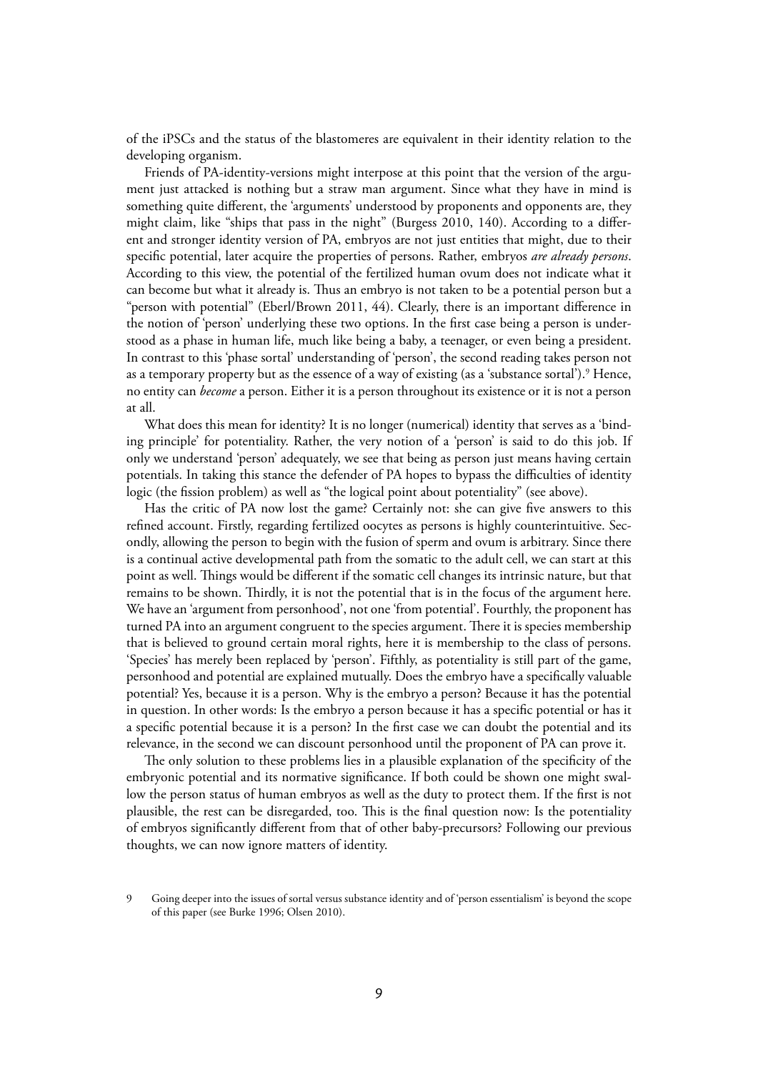of the iPSCs and the status of the blastomeres are equivalent in their identity relation to the developing organism.

Friends of PA-identity-versions might interpose at this point that the version of the argument just attacked is nothing but a straw man argument. Since what they have in mind is something quite different, the 'arguments' understood by proponents and opponents are, they might claim, like "ships that pass in the night" (Burgess 2010, 140). According to a different and stronger identity version of PA, embryos are not just entities that might, due to their specific potential, later acquire the properties of persons. Rather, embryos *are already persons*. According to this view, the potential of the fertilized human ovum does not indicate what it can become but what it already is. Thus an embryo is not taken to be a potential person but a "person with potential" (Eberl/Brown 2011, 44). Clearly, there is an important difference in the notion of 'person' underlying these two options. In the first case being a person is understood as a phase in human life, much like being a baby, a teenager, or even being a president. In contrast to this 'phase sortal' understanding of 'person', the second reading takes person not as a temporary property but as the essence of a way of existing (as a 'substance sortal').[9] Hence, no entity can *become* a person. Either it is a person throughout its existence or it is not a person at all.

What does this mean for identity? It is no longer (numerical) identity that serves as a 'binding principle' for potentiality. Rather, the very notion of a 'person' is said to do this job. If only we understand 'person' adequately, we see that being as person just means having certain potentials. In taking this stance the defender of PA hopes to bypass the difficulties of identity logic (the fission problem) as well as "the logical point about potentiality" (see above).

Has the critic of PA now lost the game? Certainly not: she can give five answers to this refined account. Firstly, regarding fertilized oocytes as persons is highly counterintuitive. Secondly, allowing the person to begin with the fusion of sperm and ovum is arbitrary. Since there is a continual active developmental path from the somatic to the adult cell, we can start at this point as well. Things would be different if the somatic cell changes its intrinsic nature, but that remains to be shown. Thirdly, it is not the potential that is in the focus of the argument here. We have an 'argument from personhood', not one 'from potential'. Fourthly, the proponent has turned PA into an argument congruent to the species argument. There it is species membership that is believed to ground certain moral rights, here it is membership to the class of persons. 'Species' has merely been replaced by 'person'. Fifthly, as potentiality is still part of the game, personhood and potential are explained mutually. Does the embryo have a specifically valuable potential? Yes, because it is a person. Why is the embryo a person? Because it has the potential in question. In other words: Is the embryo a person because it has a specific potential or has it a specific potential because it is a person? In the first case we can doubt the potential and its relevance, in the second we can discount personhood until the proponent of PA can prove it.

The only solution to these problems lies in a plausible explanation of the specificity of the embryonic potential and its normative significance. If both could be shown one might swallow the person status of human embryos as well as the duty to protect them. If the first is not plausible, the rest can be disregarded, too. This is the final question now: Is the potentiality of embryos significantly different from that of other baby-precursors? Following our previous thoughts, we can now ignore matters of identity.

9 Going deeper into the issues of sortal versus substance identity and of 'person essentialism' is beyond the scope of this paper (see Burke 1996; Olsen 2010).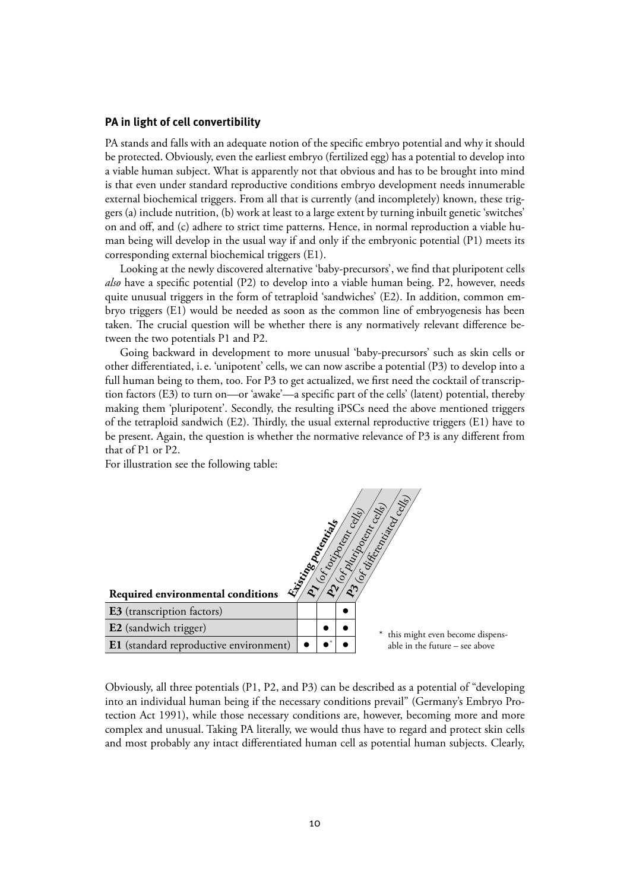### PA in light of cell convertibility

PA stands and falls with an adequate notion of the specific embryo potential and why it should be protected. Obviously, even the earliest embryo (fertilized egg) has a potential to develop into a viable human subject. What is apparently not that obvious and has to be brought into mind is that even under standard reproductive conditions embryo development needs innumerable external biochemical triggers. From all that is currently (and incompletely) known, these triggers (a) include nutrition, (b) work at least to a large extent by turning inbuilt genetic 'switches' on and off, and (c) adhere to strict time patterns. Hence, in normal reproduction a viable human being will develop in the usual way if and only if the embryonic potential (P1) meets its corresponding external biochemical triggers (E1).

Looking at the newly discovered alternative 'baby-precursors', we find that pluripotent cells *also* have a specific potential (P2) to develop into a viable human being. P2, however, needs quite unusual triggers in the form of tetraploid 'sandwiches' (E2). In addition, common embryo triggers (E1) would be needed as soon as the common line of embryogenesis has been taken. The crucial question will be whether there is any normatively relevant difference between the two potentials P1 and P2.

Going backward in development to more unusual 'baby-precursors' such as skin cells or other differentiated, i. e. 'unipotent' cells, we can now ascribe a potential (P3) to develop into a full human being to them, too. For P3 to get actualized, we first need the cocktail of transcription factors (E3) to turn on—or 'awake'—a specific part of the cells' (latent) potential, thereby making them 'pluripotent'. Secondly, the resulting iPSCs need the above mentioned triggers of the tetraploid sandwich (E2). Thirdly, the usual external reproductive triggers (E1) have to be present. Again, the question is whether the normative relevance of P3 is any different from that of P1 or P2.

For illustration see the following table:

| Required environmental conditions | **P1** (of totipotent cells) | **P2** (of pluripotent cells) | **P3** (of differentiated cells) |
|---|---|---|---|
| **E3** (transcription factors) | | | ● |
| **E2** (sandwich trigger) | | ● | ● |
| **E1** (standard reproductive environment) | ● | ●* | ● |

Column header group: **Existing potentials**

\* this might even become dispensable in the future – see above

Obviously, all three potentials (P1, P2, and P3) can be described as a potential of "developing into an individual human being if the necessary conditions prevail" (Germany's Embryo Protection Act 1991), while those necessary conditions are, however, becoming more and more complex and unusual. Taking PA literally, we would thus have to regard and protect skin cells and most probably any intact differentiated human cell as potential human subjects. Clearly,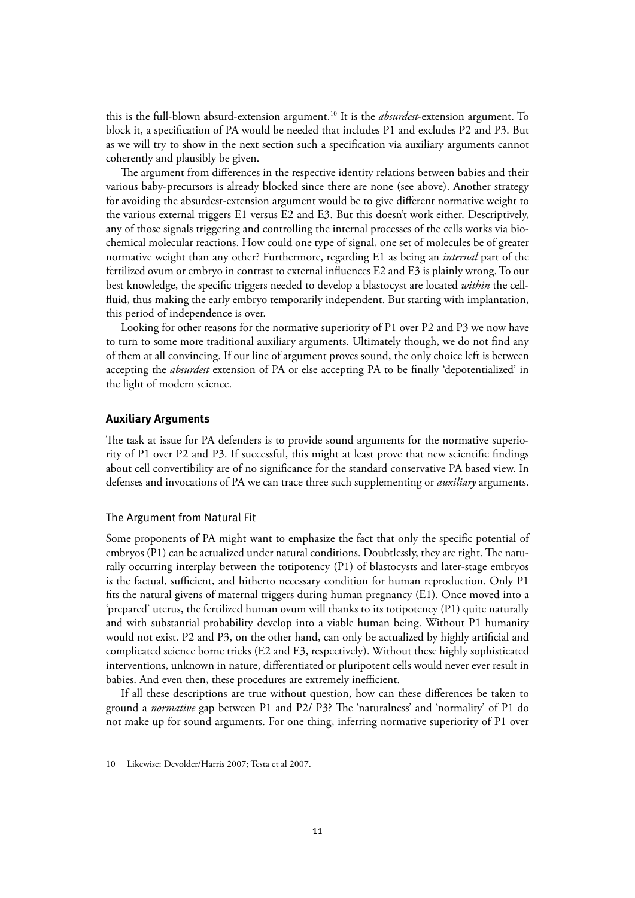this is the full-blown absurd-extension argument.[10] It is the *absurdest*-extension argument. To block it, a specification of PA would be needed that includes P1 and excludes P2 and P3. But as we will try to show in the next section such a specification via auxiliary arguments cannot coherently and plausibly be given.

The argument from differences in the respective identity relations between babies and their various baby-precursors is already blocked since there are none (see above). Another strategy for avoiding the absurdest-extension argument would be to give different normative weight to the various external triggers E1 versus E2 and E3. But this doesn't work either. Descriptively, any of those signals triggering and controlling the internal processes of the cells works via biochemical molecular reactions. How could one type of signal, one set of molecules be of greater normative weight than any other? Furthermore, regarding E1 as being an *internal* part of the fertilized ovum or embryo in contrast to external influences E2 and E3 is plainly wrong. To our best knowledge, the specific triggers needed to develop a blastocyst are located *within* the cell-fluid, thus making the early embryo temporarily independent. But starting with implantation, this period of independence is over.

Looking for other reasons for the normative superiority of P1 over P2 and P3 we now have to turn to some more traditional auxiliary arguments. Ultimately though, we do not find any of them at all convincing. If our line of argument proves sound, the only choice left is between accepting the *absurdest* extension of PA or else accepting PA to be finally 'depotentialized' in the light of modern science.

## Auxiliary Arguments

The task at issue for PA defenders is to provide sound arguments for the normative superiority of P1 over P2 and P3. If successful, this might at least prove that new scientific findings about cell convertibility are of no significance for the standard conservative PA based view. In defenses and invocations of PA we can trace three such supplementing or *auxiliary* arguments.

### The Argument from Natural Fit

Some proponents of PA might want to emphasize the fact that only the specific potential of embryos (P1) can be actualized under natural conditions. Doubtlessly, they are right. The naturally occurring interplay between the totipotency (P1) of blastocysts and later-stage embryos is the factual, sufficient, and hitherto necessary condition for human reproduction. Only P1 fits the natural givens of maternal triggers during human pregnancy (E1). Once moved into a 'prepared' uterus, the fertilized human ovum will thanks to its totipotency (P1) quite naturally and with substantial probability develop into a viable human being. Without P1 humanity would not exist. P2 and P3, on the other hand, can only be actualized by highly artificial and complicated science borne tricks (E2 and E3, respectively). Without these highly sophisticated interventions, unknown in nature, differentiated or pluripotent cells would never ever result in babies. And even then, these procedures are extremely inefficient.

If all these descriptions are true without question, how can these differences be taken to ground a *normative* gap between P1 and P2/ P3? The 'naturalness' and 'normality' of P1 do not make up for sound arguments. For one thing, inferring normative superiority of P1 over

10 Likewise: Devolder/Harris 2007; Testa et al 2007.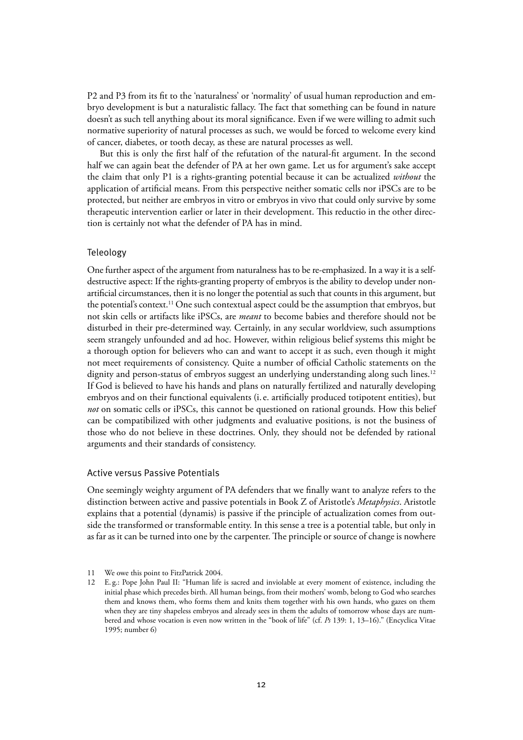P2 and P3 from its fit to the 'naturalness' or 'normality' of usual human reproduction and embryo development is but a naturalistic fallacy. The fact that something can be found in nature doesn't as such tell anything about its moral significance. Even if we were willing to admit such normative superiority of natural processes as such, we would be forced to welcome every kind of cancer, diabetes, or tooth decay, as these are natural processes as well.

But this is only the first half of the refutation of the natural-fit argument. In the second half we can again beat the defender of PA at her own game. Let us for argument's sake accept the claim that only P1 is a rights-granting potential because it can be actualized *without* the application of artificial means. From this perspective neither somatic cells nor iPSCs are to be protected, but neither are embryos in vitro or embryos in vivo that could only survive by some therapeutic intervention earlier or later in their development. This reductio in the other direction is certainly not what the defender of PA has in mind.

### Teleology

One further aspect of the argument from naturalness has to be re-emphasized. In a way it is a self-destructive aspect: If the rights-granting property of embryos is the ability to develop under non-artificial circumstances, then it is no longer the potential as such that counts in this argument, but the potential's context.[11] One such contextual aspect could be the assumption that embryos, but not skin cells or artifacts like iPSCs, are *meant* to become babies and therefore should not be disturbed in their pre-determined way. Certainly, in any secular worldview, such assumptions seem strangely unfounded and ad hoc. However, within religious belief systems this might be a thorough option for believers who can and want to accept it as such, even though it might not meet requirements of consistency. Quite a number of official Catholic statements on the dignity and person-status of embryos suggest an underlying understanding along such lines.[12] If God is believed to have his hands and plans on naturally fertilized and naturally developing embryos and on their functional equivalents (i. e. artificially produced totipotent entities), but *not* on somatic cells or iPSCs, this cannot be questioned on rational grounds. How this belief can be compatibilized with other judgments and evaluative positions, is not the business of those who do not believe in these doctrines. Only, they should not be defended by rational arguments and their standards of consistency.

### Active versus Passive Potentials

One seemingly weighty argument of PA defenders that we finally want to analyze refers to the distinction between active and passive potentials in Book Z of Aristotle's *Metaphysics*. Aristotle explains that a potential (dynamis) is passive if the principle of actualization comes from outside the transformed or transformable entity. In this sense a tree is a potential table, but only in as far as it can be turned into one by the carpenter. The principle or source of change is nowhere

11 We owe this point to FitzPatrick 2004.

12 E. g.: Pope John Paul II: "Human life is sacred and inviolable at every moment of existence, including the initial phase which precedes birth. All human beings, from their mothers' womb, belong to God who searches them and knows them, who forms them and knits them together with his own hands, who gazes on them when they are tiny shapeless embryos and already sees in them the adults of tomorrow whose days are numbered and whose vocation is even now written in the "book of life" (cf. *Ps* 139: 1, 13–16)." (Encyclica Vitae 1995; number 6)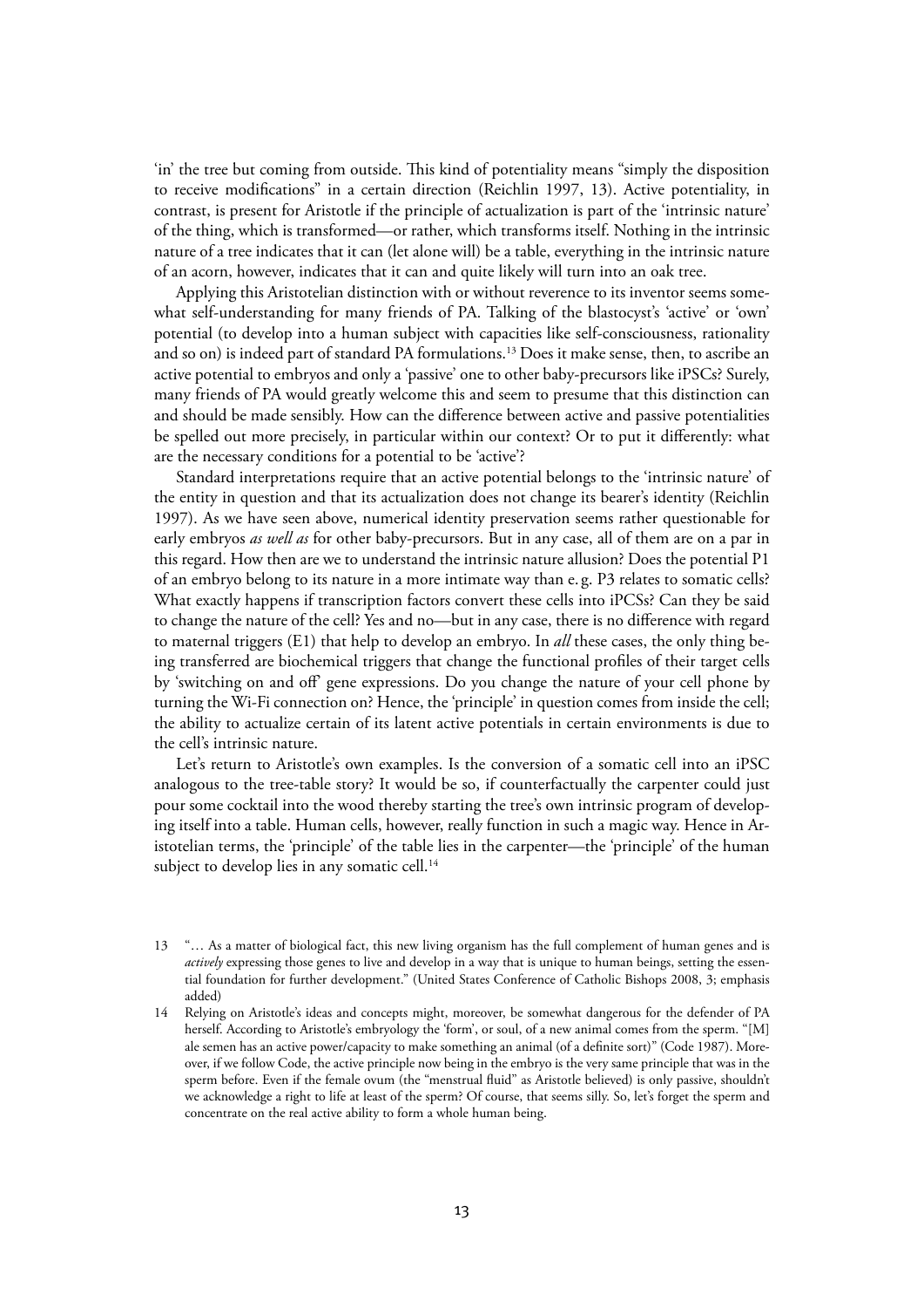'in' the tree but coming from outside. This kind of potentiality means "simply the disposition to receive modifications" in a certain direction (Reichlin 1997, 13). Active potentiality, in contrast, is present for Aristotle if the principle of actualization is part of the 'intrinsic nature' of the thing, which is transformed—or rather, which transforms itself. Nothing in the intrinsic nature of a tree indicates that it can (let alone will) be a table, everything in the intrinsic nature of an acorn, however, indicates that it can and quite likely will turn into an oak tree.

Applying this Aristotelian distinction with or without reverence to its inventor seems somewhat self-understanding for many friends of PA. Talking of the blastocyst's 'active' or 'own' potential (to develop into a human subject with capacities like self-consciousness, rationality and so on) is indeed part of standard PA formulations.[13] Does it make sense, then, to ascribe an active potential to embryos and only a 'passive' one to other baby-precursors like iPSCs? Surely, many friends of PA would greatly welcome this and seem to presume that this distinction can and should be made sensibly. How can the difference between active and passive potentialities be spelled out more precisely, in particular within our context? Or to put it differently: what are the necessary conditions for a potential to be 'active'?

Standard interpretations require that an active potential belongs to the 'intrinsic nature' of the entity in question and that its actualization does not change its bearer's identity (Reichlin 1997). As we have seen above, numerical identity preservation seems rather questionable for early embryos *as well as* for other baby-precursors. But in any case, all of them are on a par in this regard. How then are we to understand the intrinsic nature allusion? Does the potential P1 of an embryo belong to its nature in a more intimate way than e. g. P3 relates to somatic cells? What exactly happens if transcription factors convert these cells into iPCSs? Can they be said to change the nature of the cell? Yes and no—but in any case, there is no difference with regard to maternal triggers (E1) that help to develop an embryo. In *all* these cases, the only thing being transferred are biochemical triggers that change the functional profiles of their target cells by 'switching on and off' gene expressions. Do you change the nature of your cell phone by turning the Wi-Fi connection on? Hence, the 'principle' in question comes from inside the cell; the ability to actualize certain of its latent active potentials in certain environments is due to the cell's intrinsic nature.

Let's return to Aristotle's own examples. Is the conversion of a somatic cell into an iPSC analogous to the tree-table story? It would be so, if counterfactually the carpenter could just pour some cocktail into the wood thereby starting the tree's own intrinsic program of developing itself into a table. Human cells, however, really function in such a magic way. Hence in Aristotelian terms, the 'principle' of the table lies in the carpenter—the 'principle' of the human subject to develop lies in any somatic cell.[14]

---

13 "… As a matter of biological fact, this new living organism has the full complement of human genes and is *actively* expressing those genes to live and develop in a way that is unique to human beings, setting the essential foundation for further development." (United States Conference of Catholic Bishops 2008, 3; emphasis added)

14 Relying on Aristotle's ideas and concepts might, moreover, be somewhat dangerous for the defender of PA herself. According to Aristotle's embryology the 'form', or soul, of a new animal comes from the sperm. "[M]ale semen has an active power/capacity to make something an animal (of a definite sort)" (Code 1987). Moreover, if we follow Code, the active principle now being in the embryo is the very same principle that was in the sperm before. Even if the female ovum (the "menstrual fluid" as Aristotle believed) is only passive, shouldn't we acknowledge a right to life at least of the sperm? Of course, that seems silly. So, let's forget the sperm and concentrate on the real active ability to form a whole human being.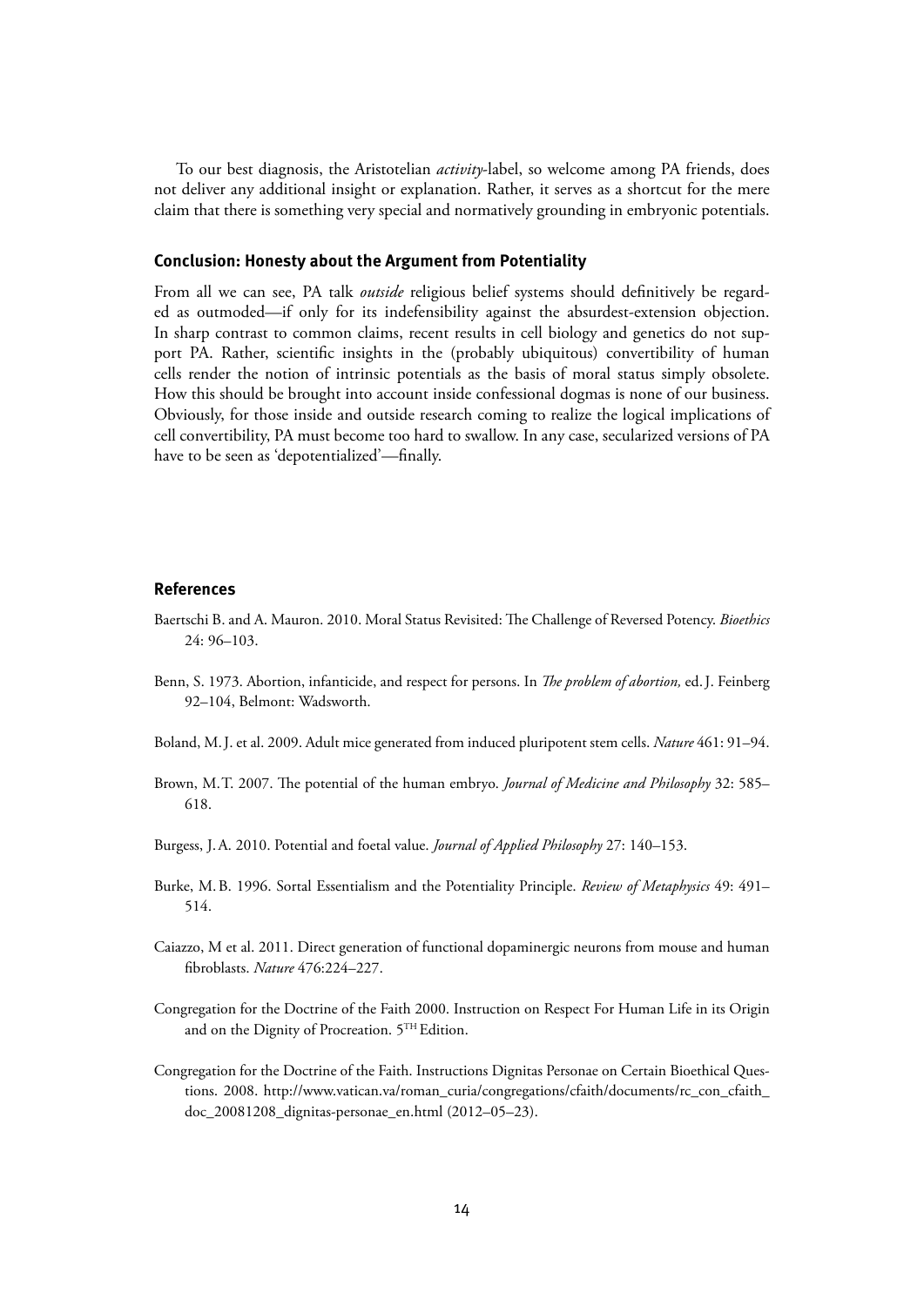To our best diagnosis, the Aristotelian *activity*-label, so welcome among PA friends, does not deliver any additional insight or explanation. Rather, it serves as a shortcut for the mere claim that there is something very special and normatively grounding in embryonic potentials.

### Conclusion: Honesty about the Argument from Potentiality

From all we can see, PA talk *outside* religious belief systems should definitively be regarded as outmoded—if only for its indefensibility against the absurdest-extension objection. In sharp contrast to common claims, recent results in cell biology and genetics do not support PA. Rather, scientific insights in the (probably ubiquitous) convertibility of human cells render the notion of intrinsic potentials as the basis of moral status simply obsolete. How this should be brought into account inside confessional dogmas is none of our business. Obviously, for those inside and outside research coming to realize the logical implications of cell convertibility, PA must become too hard to swallow. In any case, secularized versions of PA have to be seen as 'depotentialized'—finally.

### References

Baertschi B. and A. Mauron. 2010. Moral Status Revisited: The Challenge of Reversed Potency. *Bioethics* 24: 96–103.

Benn, S. 1973. Abortion, infanticide, and respect for persons. In *The problem of abortion,* ed. J. Feinberg 92–104, Belmont: Wadsworth.

Boland, M. J. et al. 2009. Adult mice generated from induced pluripotent stem cells. *Nature* 461: 91–94.

Brown, M. T. 2007. The potential of the human embryo. *Journal of Medicine and Philosophy* 32: 585–618.

Burgess, J. A. 2010. Potential and foetal value. *Journal of Applied Philosophy* 27: 140–153.

Burke, M. B. 1996. Sortal Essentialism and the Potentiality Principle. *Review of Metaphysics* 49: 491–514.

Caiazzo, M et al. 2011. Direct generation of functional dopaminergic neurons from mouse and human fibroblasts. *Nature* 476:224–227.

Congregation for the Doctrine of the Faith 2000. Instruction on Respect For Human Life in its Origin and on the Dignity of Procreation. 5TH Edition.

Congregation for the Doctrine of the Faith. Instructions Dignitas Personae on Certain Bioethical Questions. 2008. http://www.vatican.va/roman_curia/congregations/cfaith/documents/rc_con_cfaith_doc_20081208_dignitas-personae_en.html (2012–05–23).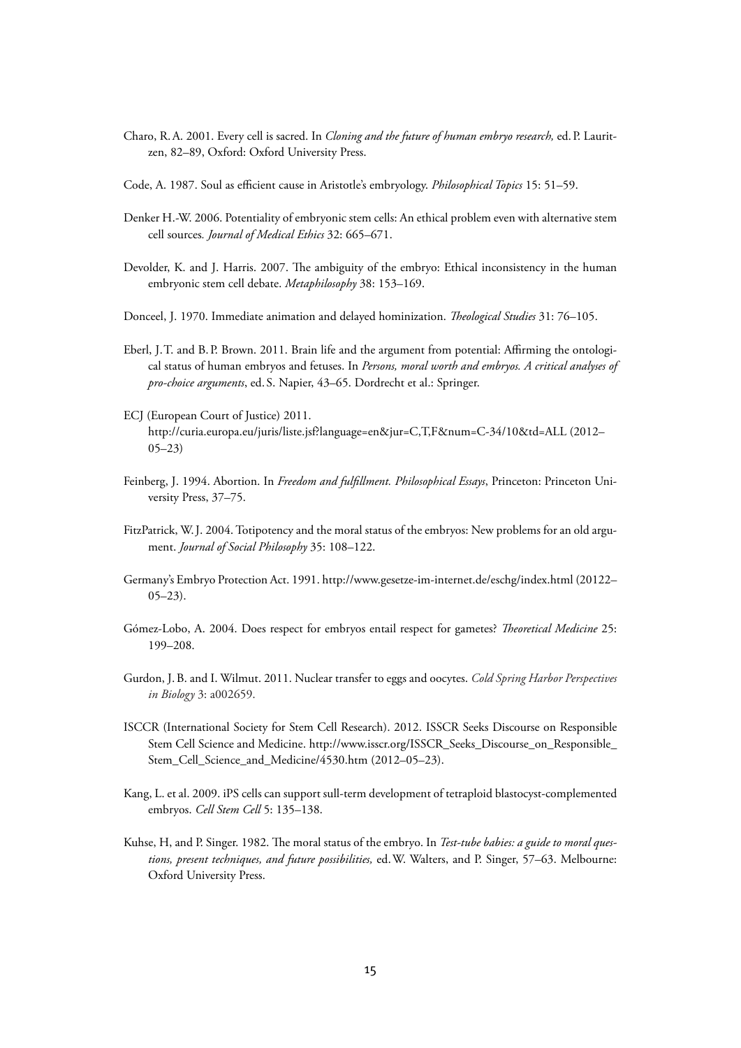Charo, R. A. 2001. Every cell is sacred. In *Cloning and the future of human embryo research,* ed. P. Lauritzen, 82–89, Oxford: Oxford University Press.

Code, A. 1987. Soul as efficient cause in Aristotle's embryology. *Philosophical Topics* 15: 51–59.

Denker H.-W. 2006. Potentiality of embryonic stem cells: An ethical problem even with alternative stem cell sources*. Journal of Medical Ethics* 32: 665–671.

Devolder, K. and J. Harris. 2007. The ambiguity of the embryo: Ethical inconsistency in the human embryonic stem cell debate. *Metaphilosophy* 38: 153–169.

Donceel, J. 1970. Immediate animation and delayed hominization. *Theological Studies* 31: 76–105.

Eberl, J. T. and B. P. Brown. 2011. Brain life and the argument from potential: Affirming the ontological status of human embryos and fetuses. In *Persons, moral worth and embryos. A critical analyses of pro-choice arguments*, ed. S. Napier, 43–65. Dordrecht et al.: Springer.

ECJ (European Court of Justice) 2011.
http://curia.europa.eu/juris/liste.jsf?language=en&jur=C,T,F&num=C-34/10&td=ALL (2012–05–23)

Feinberg, J. 1994. Abortion. In *Freedom and fulfillment. Philosophical Essays*, Princeton: Princeton University Press, 37–75.

FitzPatrick, W. J. 2004. Totipotency and the moral status of the embryos: New problems for an old argument. *Journal of Social Philosophy* 35: 108–122.

Germany's Embryo Protection Act. 1991. http://www.gesetze-im-internet.de/eschg/index.html (20122–05–23).

Gómez-Lobo, A. 2004. Does respect for embryos entail respect for gametes? *Theoretical Medicine* 25: 199–208.

Gurdon, J. B. and I. Wilmut. 2011. Nuclear transfer to eggs and oocytes. *Cold Spring Harbor Perspectives in Biology* 3: a002659.

ISCCR (International Society for Stem Cell Research). 2012. ISSCR Seeks Discourse on Responsible Stem Cell Science and Medicine. http://www.isscr.org/ISSCR_Seeks_Discourse_on_Responsible_Stem_Cell_Science_and_Medicine/4530.htm (2012–05–23).

Kang, L. et al. 2009. iPS cells can support sull-term development of tetraploid blastocyst-complemented embryos. *Cell Stem Cell* 5: 135–138.

Kuhse, H, and P. Singer. 1982. The moral status of the embryo. In *Test-tube babies: a guide to moral questions, present techniques, and future possibilities,* ed. W. Walters, and P. Singer, 57–63. Melbourne: Oxford University Press.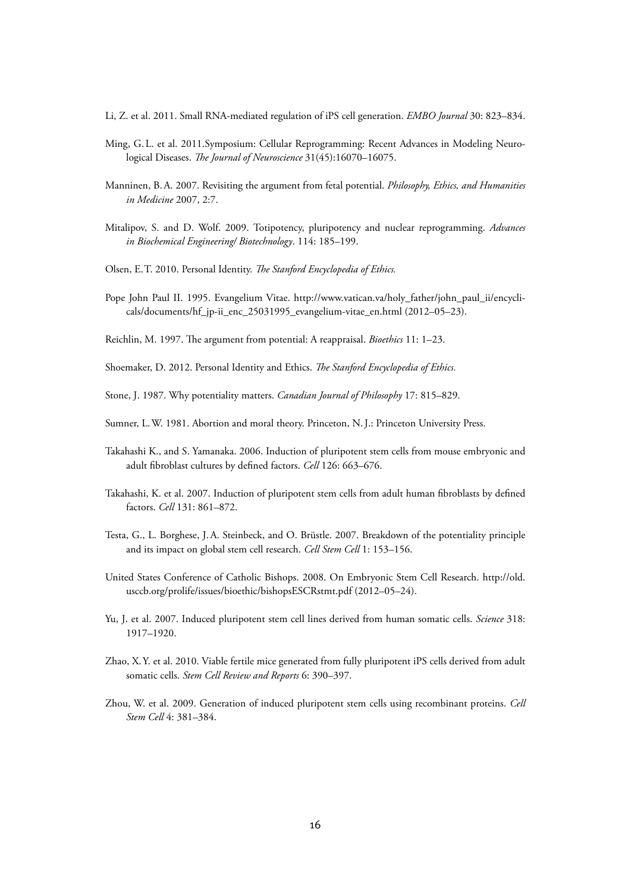Li, Z. et al. 2011. Small RNA-mediated regulation of iPS cell generation. *EMBO Journal* 30: 823–834.

Ming, G. L. et al. 2011.Symposium: Cellular Reprogramming: Recent Advances in Modeling Neurological Diseases. *The Journal of Neuroscience* 31(45):16070–16075.

Manninen, B. A. 2007. Revisiting the argument from fetal potential. *Philosophy, Ethics, and Humanities in Medicine* 2007, 2:7.

Mitalipov, S. and D. Wolf. 2009. Totipotency, pluripotency and nuclear reprogramming. *Advances in Biochemical Engineering/ Biotechnology*. 114: 185–199.

Olsen, E. T. 2010. Personal Identity. *The Stanford Encyclopedia of Ethics.*

Pope John Paul II. 1995. Evangelium Vitae. http://www.vatican.va/holy_father/john_paul_ii/encyclicals/documents/hf_jp-ii_enc_25031995_evangelium-vitae_en.html (2012–05–23).

Reichlin, M. 1997. The argument from potential: A reappraisal. *Bioethics* 11: 1–23.

Shoemaker, D. 2012. Personal Identity and Ethics. *The Stanford Encyclopedia of Ethics.*

Stone, J. 1987. Why potentiality matters. *Canadian Journal of Philosophy* 17: 815–829.

Sumner, L. W. 1981. Abortion and moral theory. Princeton, N. J.: Princeton University Press.

Takahashi K., and S. Yamanaka. 2006. Induction of pluripotent stem cells from mouse embryonic and adult fibroblast cultures by defined factors. *Cell* 126: 663–676.

Takahashi, K. et al. 2007. Induction of pluripotent stem cells from adult human fibroblasts by defined factors. *Cell* 131: 861–872.

Testa, G., L. Borghese, J. A. Steinbeck, and O. Brüstle. 2007. Breakdown of the potentiality principle and its impact on global stem cell research. *Cell Stem Cell* 1: 153–156.

United States Conference of Catholic Bishops. 2008. On Embryonic Stem Cell Research. http://old.usccb.org/prolife/issues/bioethic/bishopsESCRstmt.pdf (2012–05–24).

Yu, J. et al. 2007. Induced pluripotent stem cell lines derived from human somatic cells. *Science* 318: 1917–1920.

Zhao, X. Y. et al. 2010. Viable fertile mice generated from fully pluripotent iPS cells derived from adult somatic cells. *Stem Cell Review and Reports* 6: 390–397.

Zhou, W. et al. 2009. Generation of induced pluripotent stem cells using recombinant proteins. *Cell Stem Cell* 4: 381–384.